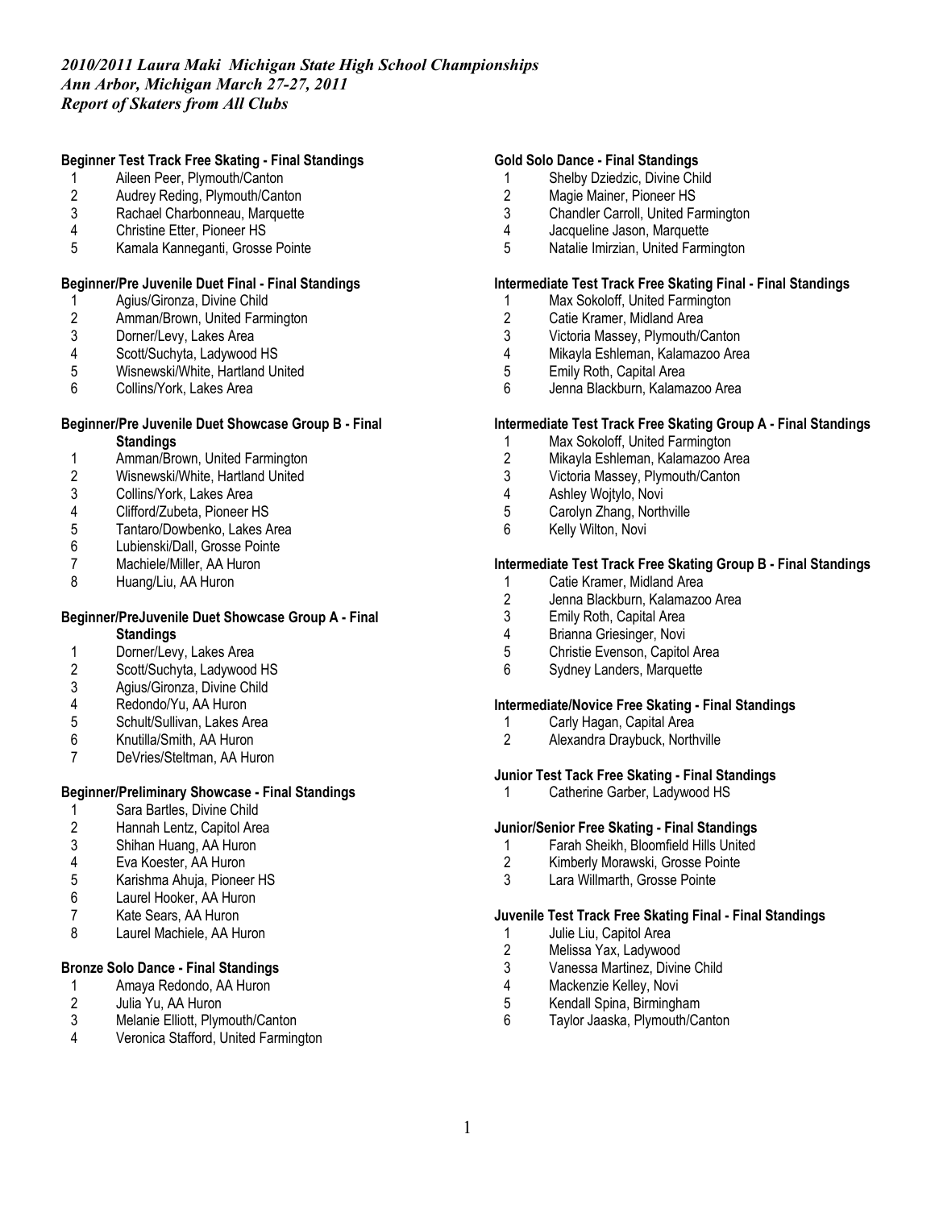*2010/2011 Laura Maki Michigan State High School Championships*
*Ann Arbor, Michigan March 27-27, 2011*
*Report of Skaters from All Clubs*

**Beginner Test Track Free Skating - Final Standings**

1. Aileen Peer, Plymouth/Canton
2. Audrey Reding, Plymouth/Canton
3. Rachael Charbonneau, Marquette
4. Christine Etter, Pioneer HS
5. Kamala Kanneganti, Grosse Pointe

**Beginner/Pre Juvenile Duet Final - Final Standings**

1. Agius/Gironza, Divine Child
2. Amman/Brown, United Farmington
3. Dorner/Levy, Lakes Area
4. Scott/Suchyta, Ladywood HS
5. Wisnewski/White, Hartland United
6. Collins/York, Lakes Area

**Beginner/Pre Juvenile Duet Showcase Group B - Final Standings**

1. Amman/Brown, United Farmington
2. Wisnewski/White, Hartland United
3. Collins/York, Lakes Area
4. Clifford/Zubeta, Pioneer HS
5. Tantaro/Dowbenko, Lakes Area
6. Lubienski/Dall, Grosse Pointe
7. Machiele/Miller, AA Huron
8. Huang/Liu, AA Huron

**Beginner/PreJuvenile Duet Showcase Group A - Final Standings**

1. Dorner/Levy, Lakes Area
2. Scott/Suchyta, Ladywood HS
3. Agius/Gironza, Divine Child
4. Redondo/Yu, AA Huron
5. Schult/Sullivan, Lakes Area
6. Knutilla/Smith, AA Huron
7. DeVries/Steltman, AA Huron

**Beginner/Preliminary Showcase - Final Standings**

1. Sara Bartles, Divine Child
2. Hannah Lentz, Capitol Area
3. Shihan Huang, AA Huron
4. Eva Koester, AA Huron
5. Karishma Ahuja, Pioneer HS
6. Laurel Hooker, AA Huron
7. Kate Sears, AA Huron
8. Laurel Machiele, AA Huron

**Bronze Solo Dance - Final Standings**

1. Amaya Redondo, AA Huron
2. Julia Yu, AA Huron
3. Melanie Elliott, Plymouth/Canton
4. Veronica Stafford, United Farmington

**Gold Solo Dance - Final Standings**

1. Shelby Dziedzic, Divine Child
2. Magie Mainer, Pioneer HS
3. Chandler Carroll, United Farmington
4. Jacqueline Jason, Marquette
5. Natalie Imirzian, United Farmington

**Intermediate Test Track Free Skating Final - Final Standings**

1. Max Sokoloff, United Farmington
2. Catie Kramer, Midland Area
3. Victoria Massey, Plymouth/Canton
4. Mikayla Eshleman, Kalamazoo Area
5. Emily Roth, Capital Area
6. Jenna Blackburn, Kalamazoo Area

**Intermediate Test Track Free Skating Group A - Final Standings**

1. Max Sokoloff, United Farmington
2. Mikayla Eshleman, Kalamazoo Area
3. Victoria Massey, Plymouth/Canton
4. Ashley Wojtylo, Novi
5. Carolyn Zhang, Northville
6. Kelly Wilton, Novi

**Intermediate Test Track Free Skating Group B - Final Standings**

1. Catie Kramer, Midland Area
2. Jenna Blackburn, Kalamazoo Area
3. Emily Roth, Capital Area
4. Brianna Griesinger, Novi
5. Christie Evenson, Capitol Area
6. Sydney Landers, Marquette

**Intermediate/Novice Free Skating - Final Standings**

1. Carly Hagan, Capital Area
2. Alexandra Draybuck, Northville

**Junior Test Tack Free Skating - Final Standings**

1. Catherine Garber, Ladywood HS

**Junior/Senior Free Skating - Final Standings**

1. Farah Sheikh, Bloomfield Hills United
2. Kimberly Morawski, Grosse Pointe
3. Lara Willmarth, Grosse Pointe

**Juvenile Test Track Free Skating Final - Final Standings**

1. Julie Liu, Capitol Area
2. Melissa Yax, Ladywood
3. Vanessa Martinez, Divine Child
4. Mackenzie Kelley, Novi
5. Kendall Spina, Birmingham
6. Taylor Jaaska, Plymouth/Canton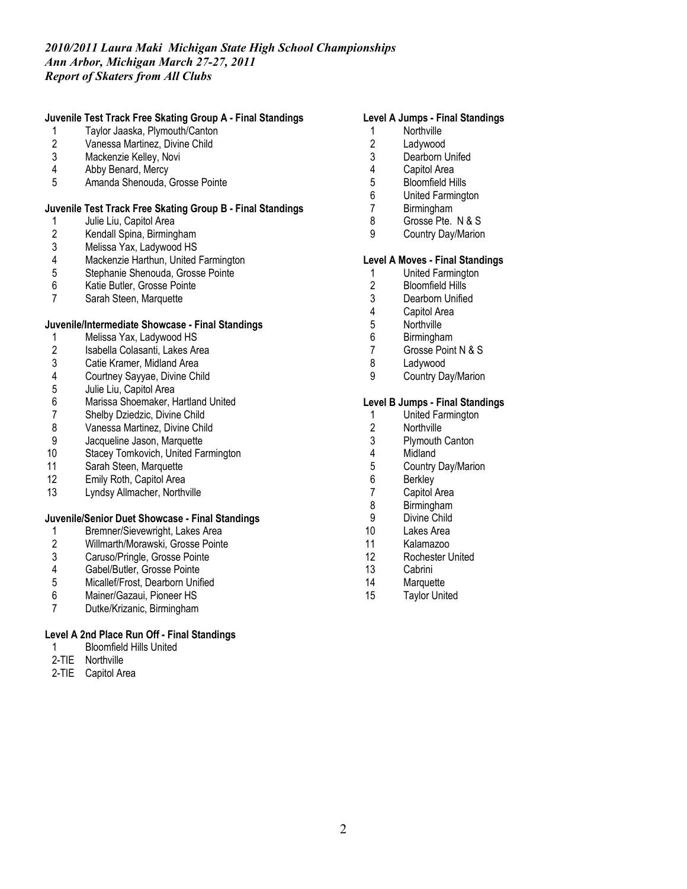*2010/2011 Laura Maki Michigan State High School Championships*
*Ann Arbor, Michigan March 27-27, 2011*
*Report of Skaters from All Clubs*

**Juvenile Test Track Free Skating Group A - Final Standings**

| | |
|---|---|
| 1 | Taylor Jaaska, Plymouth/Canton |
| 2 | Vanessa Martinez, Divine Child |
| 3 | Mackenzie Kelley, Novi |
| 4 | Abby Benard, Mercy |
| 5 | Amanda Shenouda, Grosse Pointe |

**Juvenile Test Track Free Skating Group B - Final Standings**

| | |
|---|---|
| 1 | Julie Liu, Capitol Area |
| 2 | Kendall Spina, Birmingham |
| 3 | Melissa Yax, Ladywood HS |
| 4 | Mackenzie Harthun, United Farmington |
| 5 | Stephanie Shenouda, Grosse Pointe |
| 6 | Katie Butler, Grosse Pointe |
| 7 | Sarah Steen, Marquette |

**Juvenile/Intermediate Showcase - Final Standings**

| | |
|---|---|
| 1 | Melissa Yax, Ladywood HS |
| 2 | Isabella Colasanti, Lakes Area |
| 3 | Catie Kramer, Midland Area |
| 4 | Courtney Sayyae, Divine Child |
| 5 | Julie Liu, Capitol Area |
| 6 | Marissa Shoemaker, Hartland United |
| 7 | Shelby Dziedzic, Divine Child |
| 8 | Vanessa Martinez, Divine Child |
| 9 | Jacqueline Jason, Marquette |
| 10 | Stacey Tomkovich, United Farmington |
| 11 | Sarah Steen, Marquette |
| 12 | Emily Roth, Capitol Area |
| 13 | Lyndsy Allmacher, Northville |

**Juvenile/Senior Duet Showcase - Final Standings**

| | |
|---|---|
| 1 | Bremner/Sievewright, Lakes Area |
| 2 | Willmarth/Morawski, Grosse Pointe |
| 3 | Caruso/Pringle, Grosse Pointe |
| 4 | Gabel/Butler, Grosse Pointe |
| 5 | Micallef/Frost, Dearborn Unified |
| 6 | Mainer/Gazaui, Pioneer HS |
| 7 | Dutke/Krizanic, Birmingham |

**Level A 2nd Place Run Off - Final Standings**

| | |
|---|---|
| 1 | Bloomfield Hills United |
| 2-TIE | Northville |
| 2-TIE | Capitol Area |

**Level A Jumps - Final Standings**

| | |
|---|---|
| 1 | Northville |
| 2 | Ladywood |
| 3 | Dearborn Unifed |
| 4 | Capitol Area |
| 5 | Bloomfield Hills |
| 6 | United Farmington |
| 7 | Birmingham |
| 8 | Grosse Pte. N & S |
| 9 | Country Day/Marion |

**Level A Moves - Final Standings**

| | |
|---|---|
| 1 | United Farmington |
| 2 | Bloomfield Hills |
| 3 | Dearborn Unified |
| 4 | Capitol Area |
| 5 | Northville |
| 6 | Birmingham |
| 7 | Grosse Point N & S |
| 8 | Ladywood |
| 9 | Country Day/Marion |

**Level B Jumps - Final Standings**

| | |
|---|---|
| 1 | United Farmington |
| 2 | Northville |
| 3 | Plymouth Canton |
| 4 | Midland |
| 5 | Country Day/Marion |
| 6 | Berkley |
| 7 | Capitol Area |
| 8 | Birmingham |
| 9 | Divine Child |
| 10 | Lakes Area |
| 11 | Kalamazoo |
| 12 | Rochester United |
| 13 | Cabrini |
| 14 | Marquette |
| 15 | Taylor United |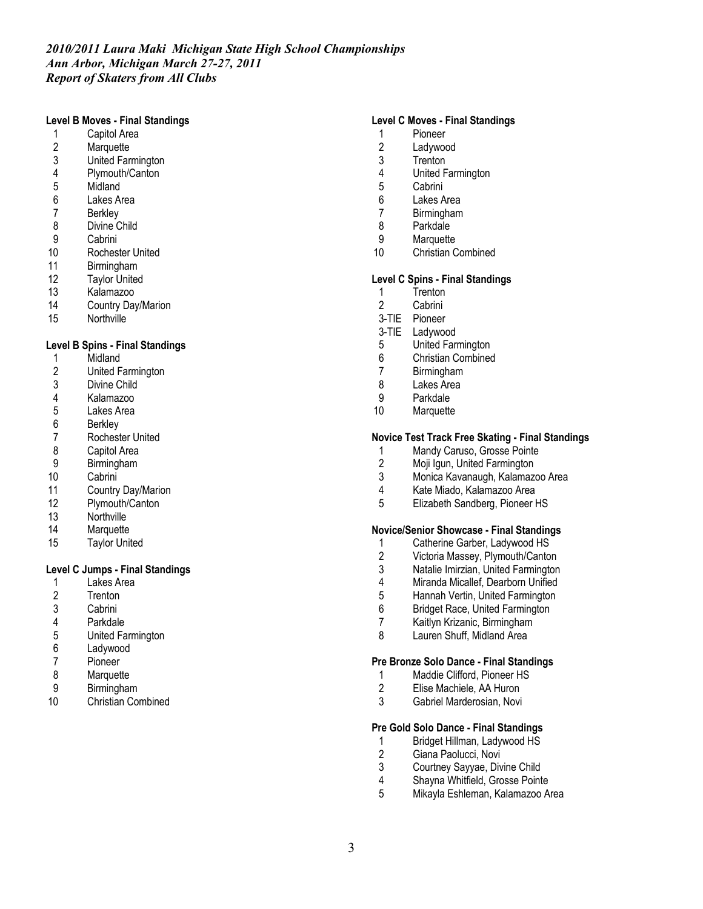*2010/2011 Laura Maki Michigan State High School Championships*
*Ann Arbor, Michigan March 27-27, 2011*
*Report of Skaters from All Clubs*

**Level B Moves - Final Standings**

1 Capitol Area
2 Marquette
3 United Farmington
4 Plymouth/Canton
5 Midland
6 Lakes Area
7 Berkley
8 Divine Child
9 Cabrini
10 Rochester United
11 Birmingham
12 Taylor United
13 Kalamazoo
14 Country Day/Marion
15 Northville

**Level B Spins - Final Standings**

1 Midland
2 United Farmington
3 Divine Child
4 Kalamazoo
5 Lakes Area
6 Berkley
7 Rochester United
8 Capitol Area
9 Birmingham
10 Cabrini
11 Country Day/Marion
12 Plymouth/Canton
13 Northville
14 Marquette
15 Taylor United

**Level C Jumps - Final Standings**

1 Lakes Area
2 Trenton
3 Cabrini
4 Parkdale
5 United Farmington
6 Ladywood
7 Pioneer
8 Marquette
9 Birmingham
10 Christian Combined

**Level C Moves - Final Standings**

1 Pioneer
2 Ladywood
3 Trenton
4 United Farmington
5 Cabrini
6 Lakes Area
7 Birmingham
8 Parkdale
9 Marquette
10 Christian Combined

**Level C Spins - Final Standings**

1 Trenton
2 Cabrini
3-TIE Pioneer
3-TIE Ladywood
5 United Farmington
6 Christian Combined
7 Birmingham
8 Lakes Area
9 Parkdale
10 Marquette

**Novice Test Track Free Skating - Final Standings**

1 Mandy Caruso, Grosse Pointe
2 Moji Igun, United Farmington
3 Monica Kavanaugh, Kalamazoo Area
4 Kate Miado, Kalamazoo Area
5 Elizabeth Sandberg, Pioneer HS

**Novice/Senior Showcase - Final Standings**

1 Catherine Garber, Ladywood HS
2 Victoria Massey, Plymouth/Canton
3 Natalie Imirzian, United Farmington
4 Miranda Micallef, Dearborn Unified
5 Hannah Vertin, United Farmington
6 Bridget Race, United Farmington
7 Kaitlyn Krizanic, Birmingham
8 Lauren Shuff, Midland Area

**Pre Bronze Solo Dance - Final Standings**

1 Maddie Clifford, Pioneer HS
2 Elise Machiele, AA Huron
3 Gabriel Marderosian, Novi

**Pre Gold Solo Dance - Final Standings**

1 Bridget Hillman, Ladywood HS
2 Giana Paolucci, Novi
3 Courtney Sayyae, Divine Child
4 Shayna Whitfield, Grosse Pointe
5 Mikayla Eshleman, Kalamazoo Area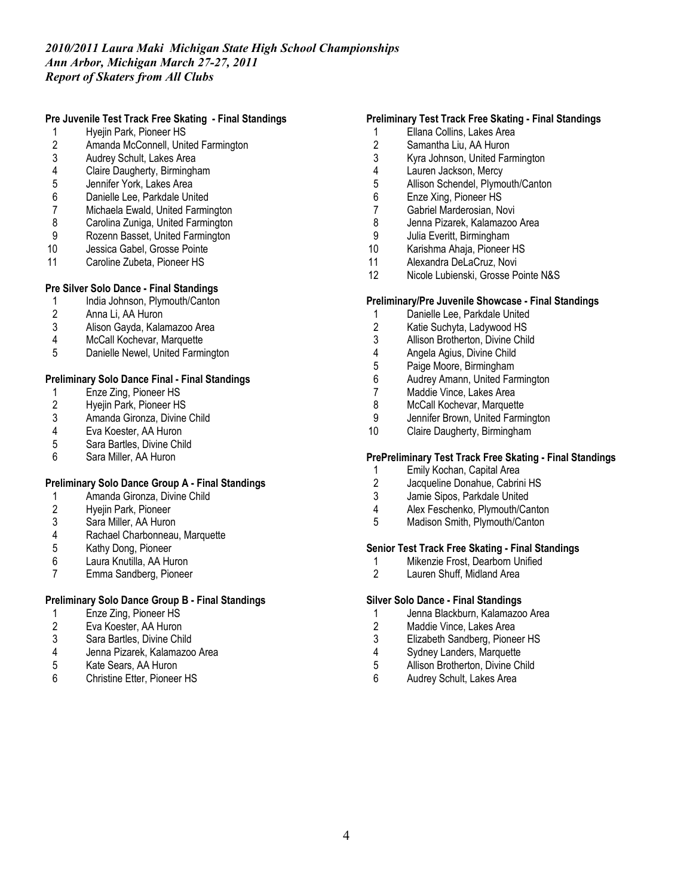*2010/2011 Laura Maki Michigan State High School Championships*
*Ann Arbor, Michigan March 27-27, 2011*
*Report of Skaters from All Clubs*

**Pre Juvenile Test Track Free Skating - Final Standings**

1 Hyejin Park, Pioneer HS
2 Amanda McConnell, United Farmington
3 Audrey Schult, Lakes Area
4 Claire Daugherty, Birmingham
5 Jennifer York, Lakes Area
6 Danielle Lee, Parkdale United
7 Michaela Ewald, United Farmington
8 Carolina Zuniga, United Farmington
9 Rozenn Basset, United Farmington
10 Jessica Gabel, Grosse Pointe
11 Caroline Zubeta, Pioneer HS

**Pre Silver Solo Dance - Final Standings**

1 India Johnson, Plymouth/Canton
2 Anna Li, AA Huron
3 Alison Gayda, Kalamazoo Area
4 McCall Kochevar, Marquette
5 Danielle Newel, United Farmington

**Preliminary Solo Dance Final - Final Standings**

1 Enze Zing, Pioneer HS
2 Hyejin Park, Pioneer HS
3 Amanda Gironza, Divine Child
4 Eva Koester, AA Huron
5 Sara Bartles, Divine Child
6 Sara Miller, AA Huron

**Preliminary Solo Dance Group A - Final Standings**

1 Amanda Gironza, Divine Child
2 Hyejin Park, Pioneer
3 Sara Miller, AA Huron
4 Rachael Charbonneau, Marquette
5 Kathy Dong, Pioneer
6 Laura Knutilla, AA Huron
7 Emma Sandberg, Pioneer

**Preliminary Solo Dance Group B - Final Standings**

1 Enze Zing, Pioneer HS
2 Eva Koester, AA Huron
3 Sara Bartles, Divine Child
4 Jenna Pizarek, Kalamazoo Area
5 Kate Sears, AA Huron
6 Christine Etter, Pioneer HS

**Preliminary Test Track Free Skating - Final Standings**

1 Ellana Collins, Lakes Area
2 Samantha Liu, AA Huron
3 Kyra Johnson, United Farmington
4 Lauren Jackson, Mercy
5 Allison Schendel, Plymouth/Canton
6 Enze Xing, Pioneer HS
7 Gabriel Marderosian, Novi
8 Jenna Pizarek, Kalamazoo Area
9 Julia Everitt, Birmingham
10 Karishma Ahaja, Pioneer HS
11 Alexandra DeLaCruz, Novi
12 Nicole Lubienski, Grosse Pointe N&S

**Preliminary/Pre Juvenile Showcase - Final Standings**

1 Danielle Lee, Parkdale United
2 Katie Suchyta, Ladywood HS
3 Allison Brotherton, Divine Child
4 Angela Agius, Divine Child
5 Paige Moore, Birmingham
6 Audrey Amann, United Farmington
7 Maddie Vince, Lakes Area
8 McCall Kochevar, Marquette
9 Jennifer Brown, United Farmington
10 Claire Daugherty, Birmingham

**PrePreliminary Test Track Free Skating - Final Standings**

1 Emily Kochan, Capital Area
2 Jacqueline Donahue, Cabrini HS
3 Jamie Sipos, Parkdale United
4 Alex Feschenko, Plymouth/Canton
5 Madison Smith, Plymouth/Canton

**Senior Test Track Free Skating - Final Standings**

1 Mikenzie Frost, Dearborn Unified
2 Lauren Shuff, Midland Area

**Silver Solo Dance - Final Standings**

1 Jenna Blackburn, Kalamazoo Area
2 Maddie Vince, Lakes Area
3 Elizabeth Sandberg, Pioneer HS
4 Sydney Landers, Marquette
5 Allison Brotherton, Divine Child
6 Audrey Schult, Lakes Area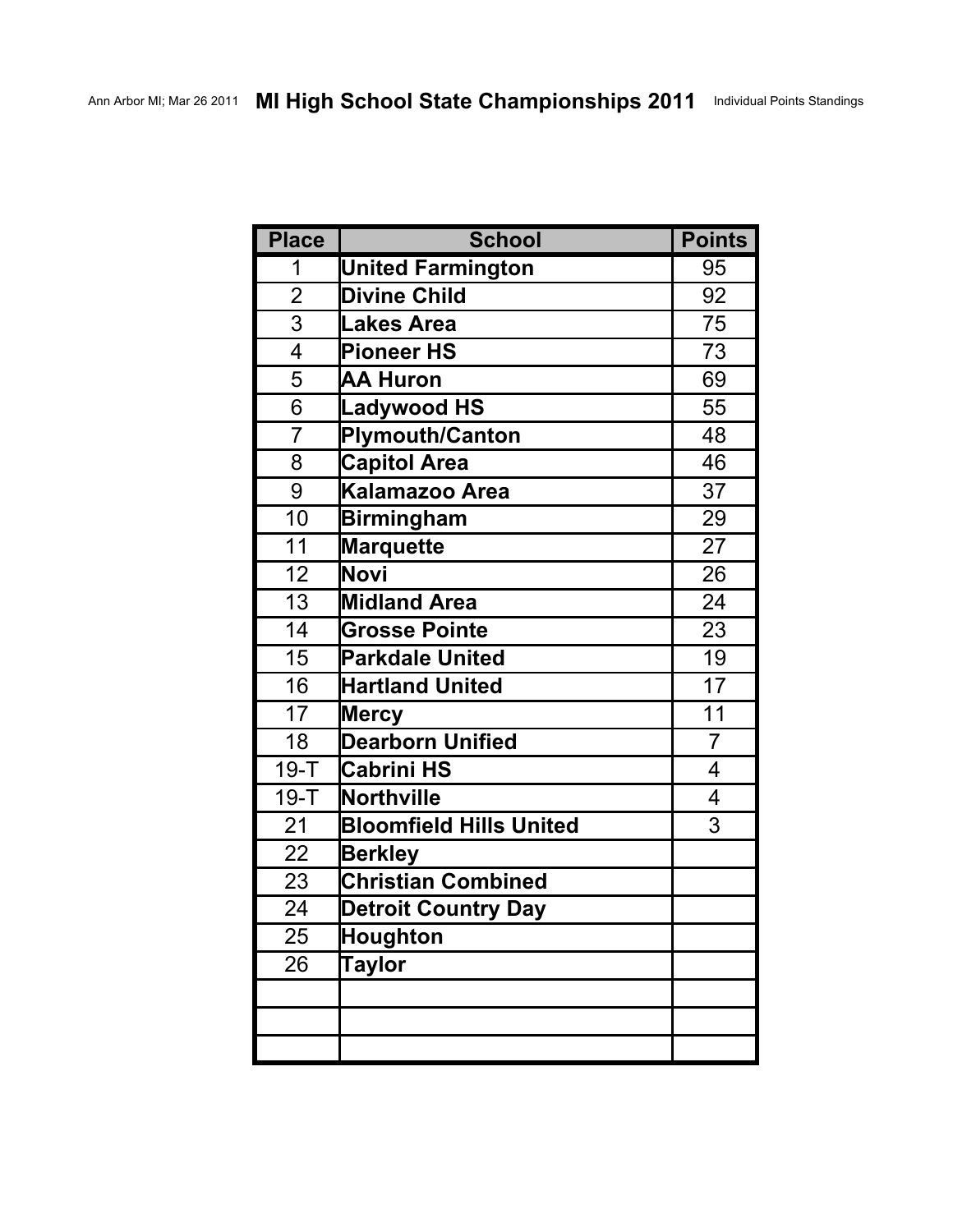Ann Arbor MI; Mar 26 2011

# MI High School State Championships 2011

Individual Points Standings

| Place | School | Points |
|---|---|---|
| 1 | United Farmington | 95 |
| 2 | Divine Child | 92 |
| 3 | Lakes Area | 75 |
| 4 | Pioneer HS | 73 |
| 5 | AA Huron | 69 |
| 6 | Ladywood HS | 55 |
| 7 | Plymouth/Canton | 48 |
| 8 | Capitol Area | 46 |
| 9 | Kalamazoo Area | 37 |
| 10 | Birmingham | 29 |
| 11 | Marquette | 27 |
| 12 | Novi | 26 |
| 13 | Midland Area | 24 |
| 14 | Grosse Pointe | 23 |
| 15 | Parkdale United | 19 |
| 16 | Hartland United | 17 |
| 17 | Mercy | 11 |
| 18 | Dearborn Unified | 7 |
| 19-T | Cabrini HS | 4 |
| 19-T | Northville | 4 |
| 21 | Bloomfield Hills United | 3 |
| 22 | Berkley | |
| 23 | Christian Combined | |
| 24 | Detroit Country Day | |
| 25 | Houghton | |
| 26 | Taylor | |
| | | |
| | | |
| | | |